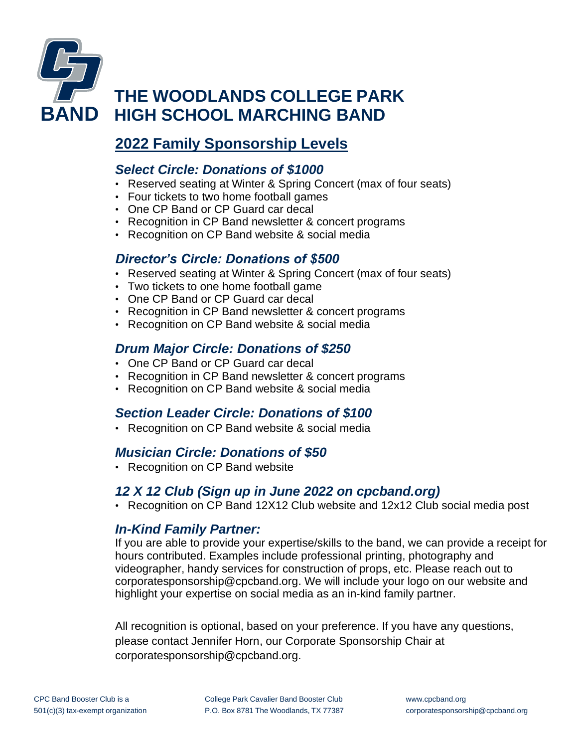# THE WOODLANDS COLLEGE PARK HIGH SCHOOL MARCHING BAND

## 2022 Family Sponsorship Levels

### *Select Circle: Donations of $1000*

- Reserved seating at Winter & Spring Concert (max of four seats)
- Four tickets to two home football games
- One CP Band or CP Guard car decal
- Recognition in CP Band newsletter & concert programs
- Recognition on CP Band website & social media

### *Director's Circle: Donations of $500*

- Reserved seating at Winter & Spring Concert (max of four seats)
- Two tickets to one home football game
- One CP Band or CP Guard car decal
- Recognition in CP Band newsletter & concert programs
- Recognition on CP Band website & social media

### *Drum Major Circle: Donations of $250*

- One CP Band or CP Guard car decal
- Recognition in CP Band newsletter & concert programs
- Recognition on CP Band website & social media

### *Section Leader Circle: Donations of $100*

- Recognition on CP Band website & social media

### *Musician Circle: Donations of $50*

- Recognition on CP Band website

### *12 X 12 Club (Sign up in June 2022 on cpcband.org)*

- Recognition on CP Band 12X12 Club website and 12x12 Club social media post

### *In-Kind Family Partner:*

If you are able to provide your expertise/skills to the band, we can provide a receipt for hours contributed. Examples include professional printing, photography and videographer, handy services for construction of props, etc. Please reach out to corporatesponsorship@cpcband.org. We will include your logo on our website and highlight your expertise on social media as an in-kind family partner.

All recognition is optional, based on your preference. If you have any questions, please contact Jennifer Horn, our Corporate Sponsorship Chair at corporatesponsorship@cpcband.org.

CPC Band Booster Club is a 501(c)(3) tax-exempt organization

College Park Cavalier Band Booster Club
P.O. Box 8781 The Woodlands, TX 77387

www.cpcband.org
corporatesponsorship@cpcband.org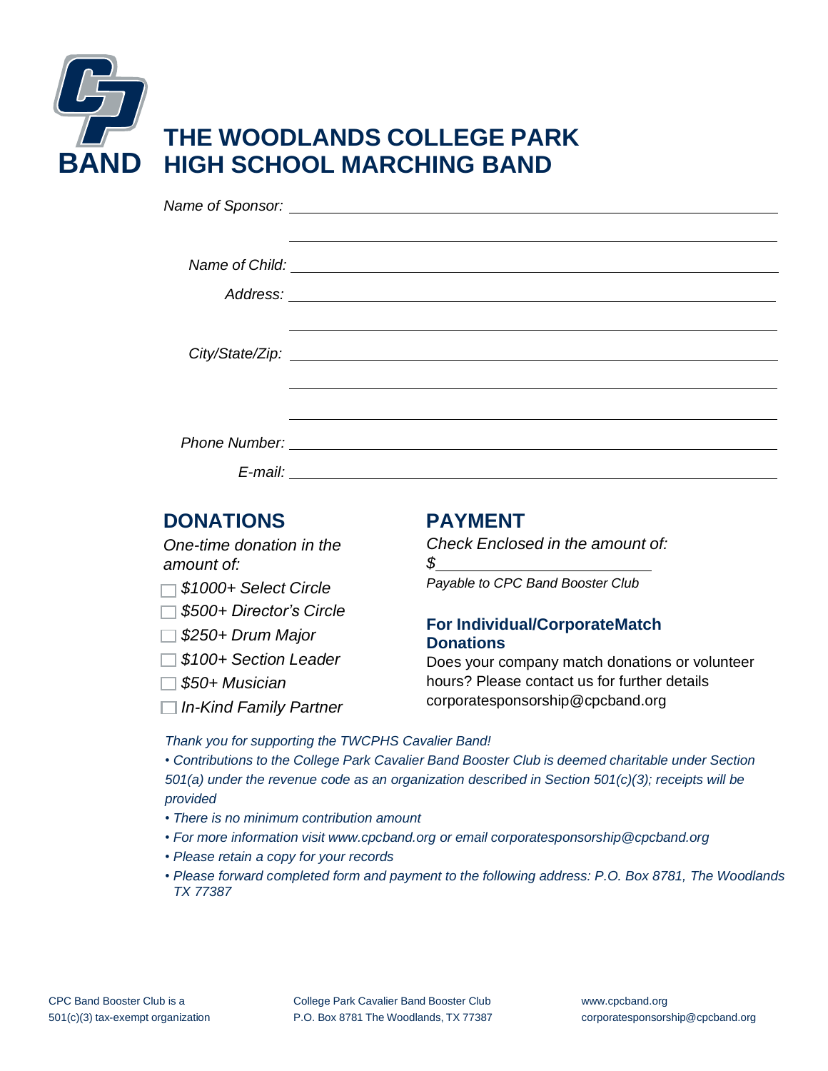# BAND THE WOODLANDS COLLEGE PARK HIGH SCHOOL MARCHING BAND

*Name of Sponsor:* \_\_\_\_\_\_\_\_\_\_\_\_\_\_\_\_\_\_\_\_\_\_\_\_\_\_\_\_\_\_\_\_\_\_\_\_\_\_\_\_

\_\_\_\_\_\_\_\_\_\_\_\_\_\_\_\_\_\_\_\_\_\_\_\_\_\_\_\_\_\_\_\_\_\_\_\_\_\_\_\_

*Name of Child:* \_\_\_\_\_\_\_\_\_\_\_\_\_\_\_\_\_\_\_\_\_\_\_\_\_\_\_\_\_\_\_\_\_\_\_\_\_\_\_\_

*Address:* \_\_\_\_\_\_\_\_\_\_\_\_\_\_\_\_\_\_\_\_\_\_\_\_\_\_\_\_\_\_\_\_\_\_\_\_\_\_\_\_

\_\_\_\_\_\_\_\_\_\_\_\_\_\_\_\_\_\_\_\_\_\_\_\_\_\_\_\_\_\_\_\_\_\_\_\_\_\_\_\_

*City/State/Zip:* \_\_\_\_\_\_\_\_\_\_\_\_\_\_\_\_\_\_\_\_\_\_\_\_\_\_\_\_\_\_\_\_\_\_\_\_\_\_\_\_

\_\_\_\_\_\_\_\_\_\_\_\_\_\_\_\_\_\_\_\_\_\_\_\_\_\_\_\_\_\_\_\_\_\_\_\_\_\_\_\_

\_\_\_\_\_\_\_\_\_\_\_\_\_\_\_\_\_\_\_\_\_\_\_\_\_\_\_\_\_\_\_\_\_\_\_\_\_\_\_\_

*Phone Number:* \_\_\_\_\_\_\_\_\_\_\_\_\_\_\_\_\_\_\_\_\_\_\_\_\_\_\_\_\_\_\_\_\_\_\_\_\_\_\_\_

*E-mail:* \_\_\_\_\_\_\_\_\_\_\_\_\_\_\_\_\_\_\_\_\_\_\_\_\_\_\_\_\_\_\_\_\_\_\_\_\_\_\_\_

## DONATIONS

*One-time donation in the amount of:*

- ☐ *$1000+ Select Circle*
- ☐ *$500+ Director's Circle*
- ☐ *$250+ Drum Major*
- ☐ *$100+ Section Leader*
- ☐ *$50+ Musician*
- ☐ *In-Kind Family Partner*

## PAYMENT

*Check Enclosed in the amount of:*

*$*\_\_\_\_\_\_\_\_\_\_\_\_\_\_\_\_\_\_\_\_\_\_\_\_

*Payable to CPC Band Booster Club*

### For Individual/CorporateMatch Donations

Does your company match donations or volunteer hours? Please contact us for further details corporatesponsorship@cpcband.org

*Thank you for supporting the TWCPHS Cavalier Band!*

- *Contributions to the College Park Cavalier Band Booster Club is deemed charitable under Section 501(a) under the revenue code as an organization described in Section 501(c)(3); receipts will be provided*
- *There is no minimum contribution amount*
- *For more information visit www.cpcband.org or email corporatesponsorship@cpcband.org*
- *Please retain a copy for your records*
- *Please forward completed form and payment to the following address: P.O. Box 8781, The Woodlands TX 77387*

CPC Band Booster Club is a 501(c)(3) tax-exempt organization

College Park Cavalier Band Booster Club
P.O. Box 8781 The Woodlands, TX 77387

www.cpcband.org
corporatesponsorship@cpcband.org